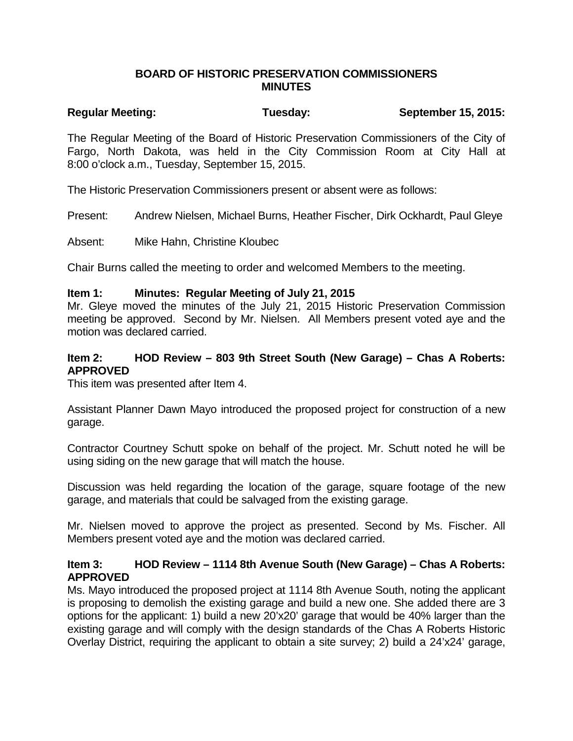**BOARD OF HISTORIC PRESERVATION COMMISSIONERS MINUTES**

**Regular Meeting: Tuesday: September 15, 2015:**

The Regular Meeting of the Board of Historic Preservation Commissioners of the City of Fargo, North Dakota, was held in the City Commission Room at City Hall at 8:00 o'clock a.m., Tuesday, September 15, 2015.

The Historic Preservation Commissioners present or absent were as follows:

Present: Andrew Nielsen, Michael Burns, Heather Fischer, Dirk Ockhardt, Paul Gleye

Absent: Mike Hahn, Christine Kloubec

Chair Burns called the meeting to order and welcomed Members to the meeting.

**Item 1: Minutes: Regular Meeting of July 21, 2015**

Mr. Gleye moved the minutes of the July 21, 2015 Historic Preservation Commission meeting be approved. Second by Mr. Nielsen. All Members present voted aye and the motion was declared carried.

**Item 2: HOD Review – 803 9th Street South (New Garage) – Chas A Roberts: APPROVED**

This item was presented after Item 4.

Assistant Planner Dawn Mayo introduced the proposed project for construction of a new garage.

Contractor Courtney Schutt spoke on behalf of the project. Mr. Schutt noted he will be using siding on the new garage that will match the house.

Discussion was held regarding the location of the garage, square footage of the new garage, and materials that could be salvaged from the existing garage.

Mr. Nielsen moved to approve the project as presented. Second by Ms. Fischer. All Members present voted aye and the motion was declared carried.

**Item 3: HOD Review – 1114 8th Avenue South (New Garage) – Chas A Roberts: APPROVED**

Ms. Mayo introduced the proposed project at 1114 8th Avenue South, noting the applicant is proposing to demolish the existing garage and build a new one. She added there are 3 options for the applicant: 1) build a new 20'x20' garage that would be 40% larger than the existing garage and will comply with the design standards of the Chas A Roberts Historic Overlay District, requiring the applicant to obtain a site survey; 2) build a 24'x24' garage,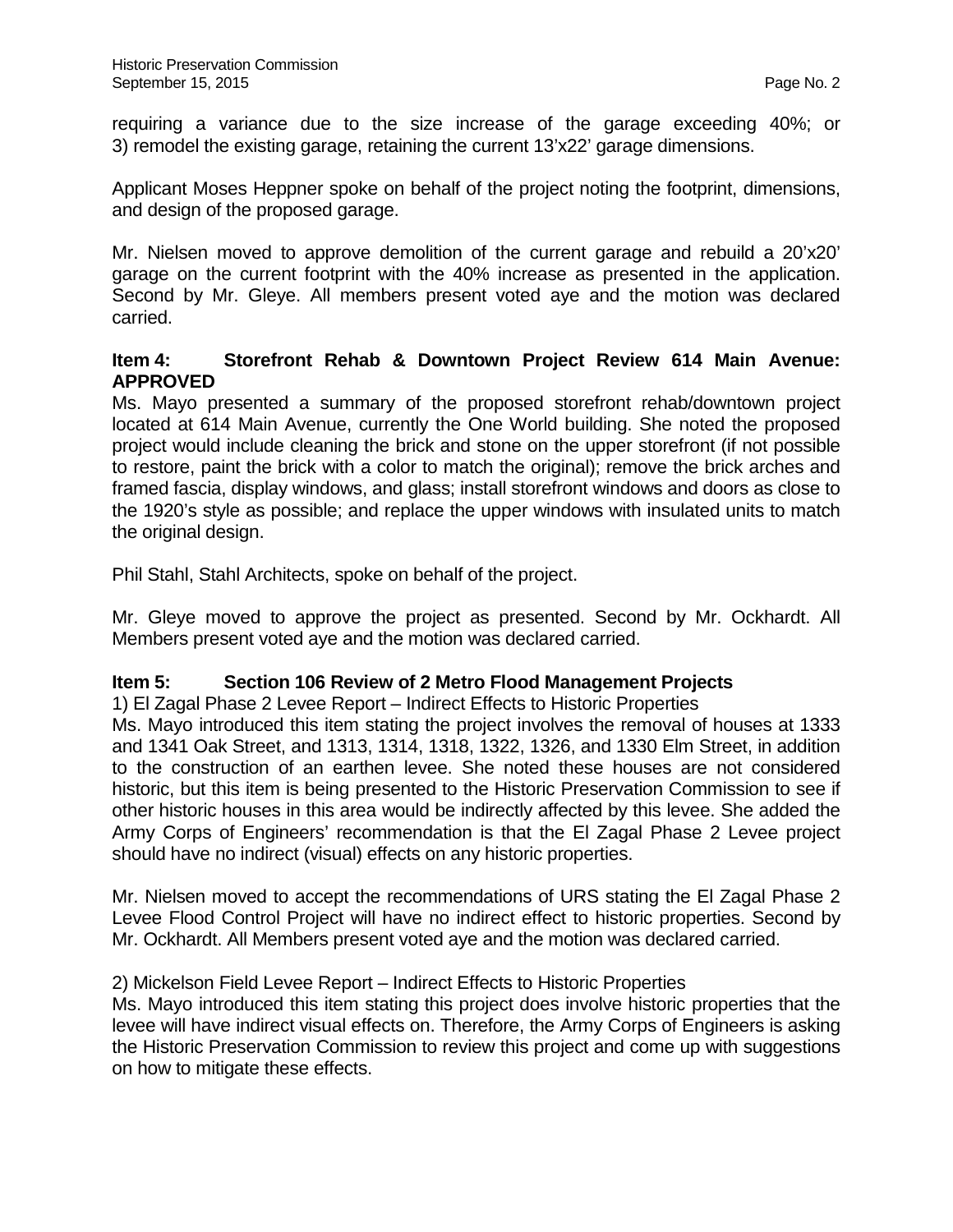requiring a variance due to the size increase of the garage exceeding 40%; or 3) remodel the existing garage, retaining the current 13'x22' garage dimensions.

Applicant Moses Heppner spoke on behalf of the project noting the footprint, dimensions, and design of the proposed garage.

Mr. Nielsen moved to approve demolition of the current garage and rebuild a 20'x20' garage on the current footprint with the 40% increase as presented in the application. Second by Mr. Gleye. All members present voted aye and the motion was declared carried.

**Item 4: Storefront Rehab & Downtown Project Review 614 Main Avenue: APPROVED**

Ms. Mayo presented a summary of the proposed storefront rehab/downtown project located at 614 Main Avenue, currently the One World building. She noted the proposed project would include cleaning the brick and stone on the upper storefront (if not possible to restore, paint the brick with a color to match the original); remove the brick arches and framed fascia, display windows, and glass; install storefront windows and doors as close to the 1920's style as possible; and replace the upper windows with insulated units to match the original design.

Phil Stahl, Stahl Architects, spoke on behalf of the project.

Mr. Gleye moved to approve the project as presented. Second by Mr. Ockhardt. All Members present voted aye and the motion was declared carried.

**Item 5: Section 106 Review of 2 Metro Flood Management Projects**

1) El Zagal Phase 2 Levee Report – Indirect Effects to Historic Properties

Ms. Mayo introduced this item stating the project involves the removal of houses at 1333 and 1341 Oak Street, and 1313, 1314, 1318, 1322, 1326, and 1330 Elm Street, in addition to the construction of an earthen levee. She noted these houses are not considered historic, but this item is being presented to the Historic Preservation Commission to see if other historic houses in this area would be indirectly affected by this levee. She added the Army Corps of Engineers' recommendation is that the El Zagal Phase 2 Levee project should have no indirect (visual) effects on any historic properties.

Mr. Nielsen moved to accept the recommendations of URS stating the El Zagal Phase 2 Levee Flood Control Project will have no indirect effect to historic properties. Second by Mr. Ockhardt. All Members present voted aye and the motion was declared carried.

2) Mickelson Field Levee Report – Indirect Effects to Historic Properties

Ms. Mayo introduced this item stating this project does involve historic properties that the levee will have indirect visual effects on. Therefore, the Army Corps of Engineers is asking the Historic Preservation Commission to review this project and come up with suggestions on how to mitigate these effects.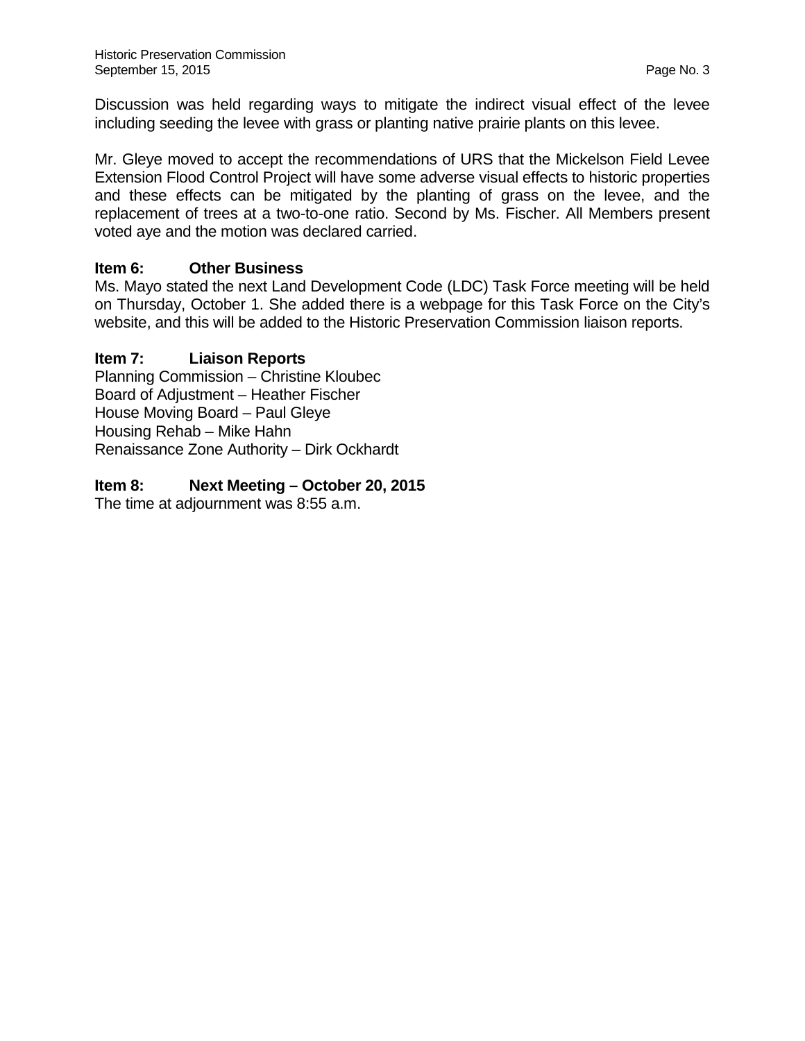Discussion was held regarding ways to mitigate the indirect visual effect of the levee including seeding the levee with grass or planting native prairie plants on this levee.

Mr. Gleye moved to accept the recommendations of URS that the Mickelson Field Levee Extension Flood Control Project will have some adverse visual effects to historic properties and these effects can be mitigated by the planting of grass on the levee, and the replacement of trees at a two-to-one ratio. Second by Ms. Fischer. All Members present voted aye and the motion was declared carried.

**Item 6: Other Business**

Ms. Mayo stated the next Land Development Code (LDC) Task Force meeting will be held on Thursday, October 1. She added there is a webpage for this Task Force on the City's website, and this will be added to the Historic Preservation Commission liaison reports.

**Item 7: Liaison Reports**

Planning Commission – Christine Kloubec
Board of Adjustment – Heather Fischer
House Moving Board – Paul Gleye
Housing Rehab – Mike Hahn
Renaissance Zone Authority – Dirk Ockhardt

**Item 8: Next Meeting – October 20, 2015**

The time at adjournment was 8:55 a.m.